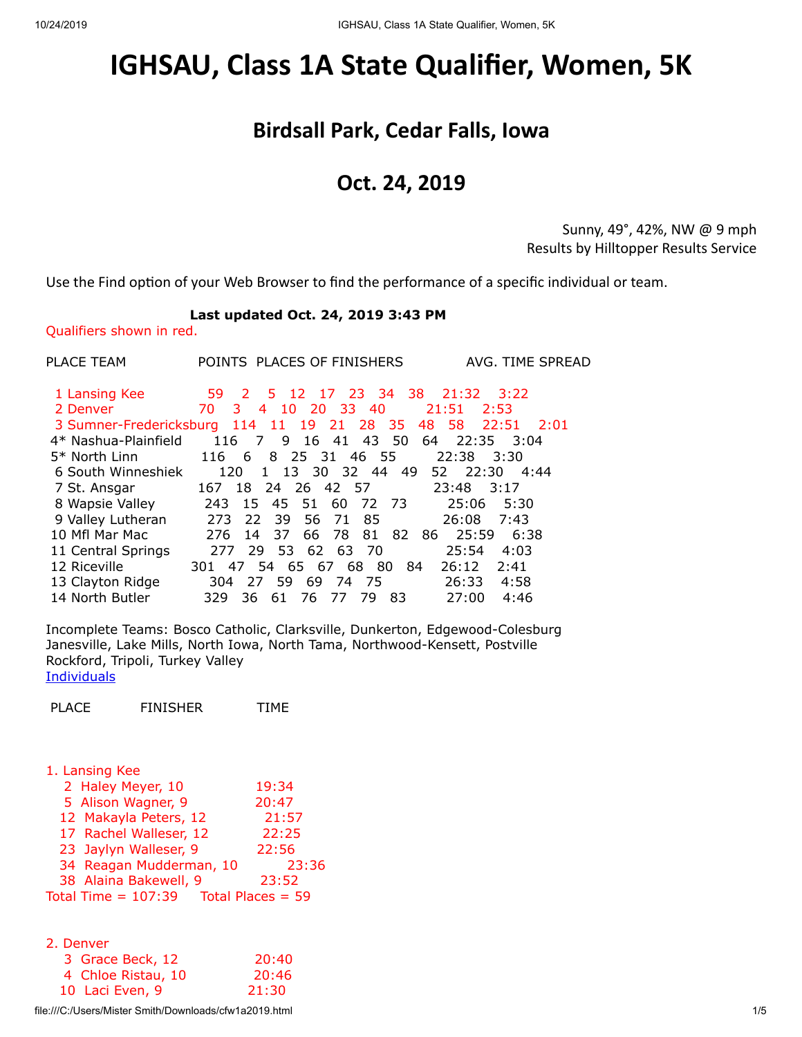# IGHSAU, Class 1A State Qualifier, Women, 5K

## Birdsall Park, Cedar Falls, Iowa

## Oct. 24, 2019

Sunny, 49°, 42%, NW @ 9 mph
Results by Hilltopper Results Service

Use the Find option of your Web Browser to find the performance of a specific individual or team.

**Last updated Oct. 24, 2019 3:43 PM**

Qualifiers shown in red.

```
PLACE TEAM              POINTS  PLACES OF FINISHERS           AVG. TIME SPREAD

  1 Lansing Kee           59    2   5  12  17  23  34  38    21:32   3:22
  2 Denver               70    3   4  10  20  33  40        21:51   2:53
  3 Sumner-Fredericksburg  114   11  19  21  28  35  48  58   22:51   2:01
 4* Nashua-Plainfield      116   7   9  16  41  43  50  64   22:35   3:04
 5* North Linn            116   6   8  25  31  46  55       22:38   3:30
  6 South Winneshiek       120   1  13  30  32  44  49  52   22:30   4:44
  7 St. Ansgar           167  18  24  26  42  57           23:48   3:17
  8 Wapsie Valley         243  15  45  51  60  72  73       25:06   5:30
  9 Valley Lutheran       273  22  39  56  71  85           26:08   7:43
 10 Mfl Mar Mac           276  14  37  66  78  81  82  86   25:59   6:38
 11 Central Springs       277  29  53  62  63  70           25:54   4:03
 12 Riceville           301  47  54  65  67  68  80  84   26:12   2:41
 13 Clayton Ridge         304  27  59  69  74  75           26:33   4:58
 14 North Butler          329  36  61  76  77  79  83       27:00   4:46
```

Incomplete Teams: Bosco Catholic, Clarksville, Dunkerton, Edgewood-Colesburg Janesville, Lake Mills, North Iowa, North Tama, Northwood-Kensett, Postville Rockford, Tripoli, Turkey Valley

Individuals

```
PLACE        FINISHER          TIME


1. Lansing Kee
   2  Haley Meyer, 10             19:34
   5  Alison Wagner, 9            20:47
   12  Makayla Peters, 12          21:57
   17  Rachel Walleser, 12         22:25
   23  Jaylyn Walleser, 9          22:56
   34  Reagan Mudderman, 10          23:36
   38  Alaina Bakewell, 9          23:52
Total Time = 107:39    Total Places = 59


2. Denver
   3  Grace Beck, 12              20:40
   4  Chloe Ristau, 10            20:46
   10  Laci Even, 9               21:30
```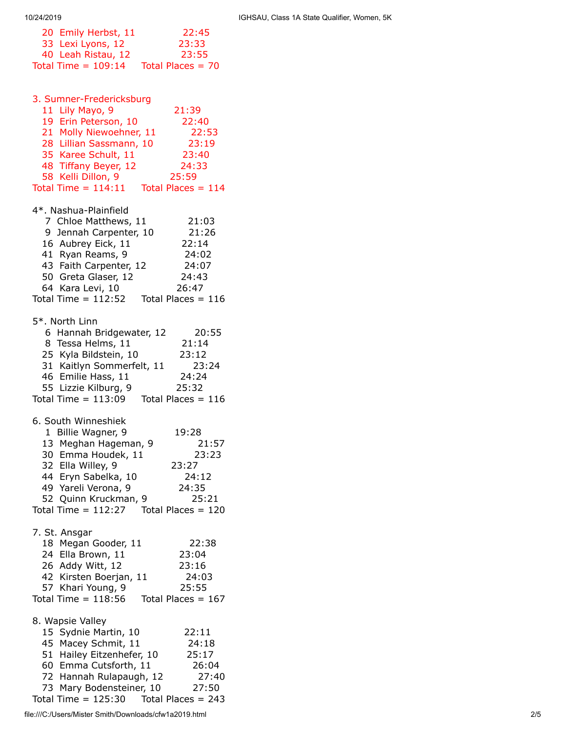20 Emily Herbst, 11 22:45
33 Lexi Lyons, 12 23:33
40 Leah Ristau, 12 23:55
Total Time = 109:14 Total Places = 70

3. Sumner-Fredericksburg
11 Lily Mayo, 9 21:39
19 Erin Peterson, 10 22:40
21 Molly Niewoehner, 11 22:53
28 Lillian Sassmann, 10 23:19
35 Karee Schult, 11 23:40
48 Tiffany Beyer, 12 24:33
58 Kelli Dillon, 9 25:59
Total Time = 114:11 Total Places = 114

4*. Nashua-Plainfield
7 Chloe Matthews, 11 21:03
9 Jennah Carpenter, 10 21:26
16 Aubrey Eick, 11 22:14
41 Ryan Reams, 9 24:02
43 Faith Carpenter, 12 24:07
50 Greta Glaser, 12 24:43
64 Kara Levi, 10 26:47
Total Time = 112:52 Total Places = 116

5*. North Linn
6 Hannah Bridgewater, 12 20:55
8 Tessa Helms, 11 21:14
25 Kyla Bildstein, 10 23:12
31 Kaitlyn Sommerfelt, 11 23:24
46 Emilie Hass, 11 24:24
55 Lizzie Kilburg, 9 25:32
Total Time = 113:09 Total Places = 116

6. South Winneshiek
1 Billie Wagner, 9 19:28
13 Meghan Hageman, 9 21:57
30 Emma Houdek, 11 23:23
32 Ella Willey, 9 23:27
44 Eryn Sabelka, 10 24:12
49 Yareli Verona, 9 24:35
52 Quinn Kruckman, 9 25:21
Total Time = 112:27 Total Places = 120

7. St. Ansgar
18 Megan Gooder, 11 22:38
24 Ella Brown, 11 23:04
26 Addy Witt, 12 23:16
42 Kirsten Boerjan, 11 24:03
57 Khari Young, 9 25:55
Total Time = 118:56 Total Places = 167

8. Wapsie Valley
15 Sydnie Martin, 10 22:11
45 Macey Schmit, 11 24:18
51 Hailey Eitzenhefer, 10 25:17
60 Emma Cutsforth, 11 26:04
72 Hannah Rulapaugh, 12 27:40
73 Mary Bodensteiner, 10 27:50
Total Time = 125:30 Total Places = 243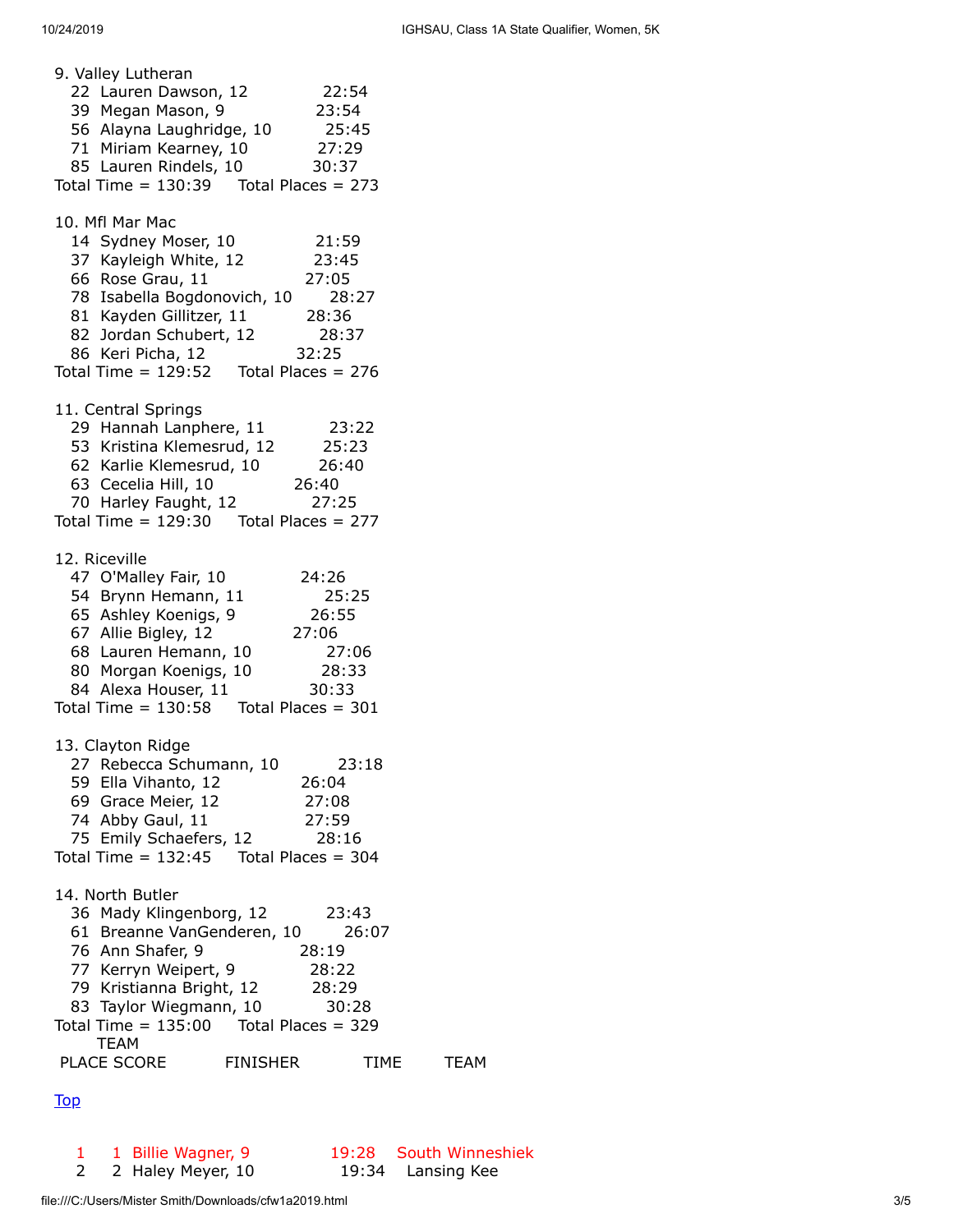9. Valley Lutheran

| Place | Name | Time |
|---|---|---|
| 22 | Lauren Dawson, 12 | 22:54 |
| 39 | Megan Mason, 9 | 23:54 |
| 56 | Alayna Laughridge, 10 | 25:45 |
| 71 | Miriam Kearney, 10 | 27:29 |
| 85 | Lauren Rindels, 10 | 30:37 |

Total Time = 130:39 Total Places = 273

10. Mfl Mar Mac

| Place | Name | Time |
|---|---|---|
| 14 | Sydney Moser, 10 | 21:59 |
| 37 | Kayleigh White, 12 | 23:45 |
| 66 | Rose Grau, 11 | 27:05 |
| 78 | Isabella Bogdonovich, 10 | 28:27 |
| 81 | Kayden Gillitzer, 11 | 28:36 |
| 82 | Jordan Schubert, 12 | 28:37 |
| 86 | Keri Picha, 12 | 32:25 |

Total Time = 129:52 Total Places = 276

11. Central Springs

| Place | Name | Time |
|---|---|---|
| 29 | Hannah Lanphere, 11 | 23:22 |
| 53 | Kristina Klemesrud, 12 | 25:23 |
| 62 | Karlie Klemesrud, 10 | 26:40 |
| 63 | Cecelia Hill, 10 | 26:40 |
| 70 | Harley Faught, 12 | 27:25 |

Total Time = 129:30 Total Places = 277

12. Riceville

| Place | Name | Time |
|---|---|---|
| 47 | O'Malley Fair, 10 | 24:26 |
| 54 | Brynn Hemann, 11 | 25:25 |
| 65 | Ashley Koenigs, 9 | 26:55 |
| 67 | Allie Bigley, 12 | 27:06 |
| 68 | Lauren Hemann, 10 | 27:06 |
| 80 | Morgan Koenigs, 10 | 28:33 |
| 84 | Alexa Houser, 11 | 30:33 |

Total Time = 130:58 Total Places = 301

13. Clayton Ridge

| Place | Name | Time |
|---|---|---|
| 27 | Rebecca Schumann, 10 | 23:18 |
| 59 | Ella Vihanto, 12 | 26:04 |
| 69 | Grace Meier, 12 | 27:08 |
| 74 | Abby Gaul, 11 | 27:59 |
| 75 | Emily Schaefers, 12 | 28:16 |

Total Time = 132:45 Total Places = 304

14. North Butler

| Place | Name | Time |
|---|---|---|
| 36 | Mady Klingenborg, 12 | 23:43 |
| 61 | Breanne VanGenderen, 10 | 26:07 |
| 76 | Ann Shafer, 9 | 28:19 |
| 77 | Kerryn Weipert, 9 | 28:22 |
| 79 | Kristianna Bright, 12 | 28:29 |
| 83 | Taylor Wiegmann, 10 | 30:28 |

Total Time = 135:00 Total Places = 329

| PLACE | TEAM SCORE | FINISHER | TIME | TEAM |
|---|---|---|---|---|

Top

| PLACE | TEAM SCORE | FINISHER | TIME | TEAM |
|---|---|---|---|---|
| 1 | 1 | Billie Wagner, 9 | 19:28 | South Winneshiek |
| 2 | 2 | Haley Meyer, 10 | 19:34 | Lansing Kee |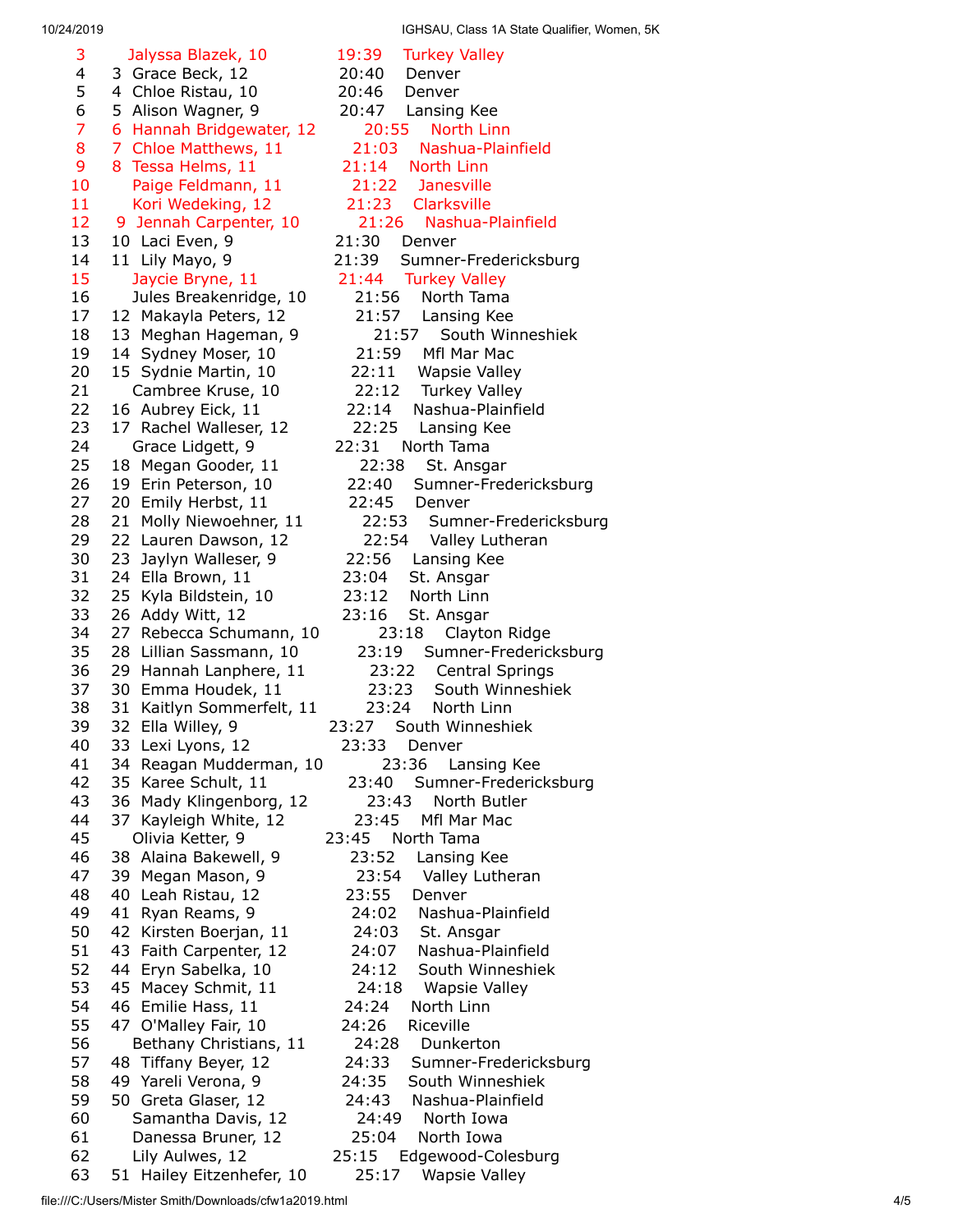| Place | Team Place | Name | Time | School |
|---|---|---|---|---|
| 3 | | Jalyssa Blazek, 10 | 19:39 | Turkey Valley |
| 4 | 3 | Grace Beck, 12 | 20:40 | Denver |
| 5 | 4 | Chloe Ristau, 10 | 20:46 | Denver |
| 6 | 5 | Alison Wagner, 9 | 20:47 | Lansing Kee |
| 7 | 6 | Hannah Bridgewater, 12 | 20:55 | North Linn |
| 8 | 7 | Chloe Matthews, 11 | 21:03 | Nashua-Plainfield |
| 9 | 8 | Tessa Helms, 11 | 21:14 | North Linn |
| 10 | | Paige Feldmann, 11 | 21:22 | Janesville |
| 11 | | Kori Wedeking, 12 | 21:23 | Clarksville |
| 12 | 9 | Jennah Carpenter, 10 | 21:26 | Nashua-Plainfield |
| 13 | 10 | Laci Even, 9 | 21:30 | Denver |
| 14 | 11 | Lily Mayo, 9 | 21:39 | Sumner-Fredericksburg |
| 15 | | Jaycie Bryne, 11 | 21:44 | Turkey Valley |
| 16 | | Jules Breakenridge, 10 | 21:56 | North Tama |
| 17 | 12 | Makayla Peters, 12 | 21:57 | Lansing Kee |
| 18 | 13 | Meghan Hageman, 9 | 21:57 | South Winneshiek |
| 19 | 14 | Sydney Moser, 10 | 21:59 | Mfl Mar Mac |
| 20 | 15 | Sydnie Martin, 10 | 22:11 | Wapsie Valley |
| 21 | | Cambree Kruse, 10 | 22:12 | Turkey Valley |
| 22 | 16 | Aubrey Eick, 11 | 22:14 | Nashua-Plainfield |
| 23 | 17 | Rachel Walleser, 12 | 22:25 | Lansing Kee |
| 24 | | Grace Lidgett, 9 | 22:31 | North Tama |
| 25 | 18 | Megan Gooder, 11 | 22:38 | St. Ansgar |
| 26 | 19 | Erin Peterson, 10 | 22:40 | Sumner-Fredericksburg |
| 27 | 20 | Emily Herbst, 11 | 22:45 | Denver |
| 28 | 21 | Molly Niewoehner, 11 | 22:53 | Sumner-Fredericksburg |
| 29 | 22 | Lauren Dawson, 12 | 22:54 | Valley Lutheran |
| 30 | 23 | Jaylyn Walleser, 9 | 22:56 | Lansing Kee |
| 31 | 24 | Ella Brown, 11 | 23:04 | St. Ansgar |
| 32 | 25 | Kyla Bildstein, 10 | 23:12 | North Linn |
| 33 | 26 | Addy Witt, 12 | 23:16 | St. Ansgar |
| 34 | 27 | Rebecca Schumann, 10 | 23:18 | Clayton Ridge |
| 35 | 28 | Lillian Sassmann, 10 | 23:19 | Sumner-Fredericksburg |
| 36 | 29 | Hannah Lanphere, 11 | 23:22 | Central Springs |
| 37 | 30 | Emma Houdek, 11 | 23:23 | South Winneshiek |
| 38 | 31 | Kaitlyn Sommerfelt, 11 | 23:24 | North Linn |
| 39 | 32 | Ella Willey, 9 | 23:27 | South Winneshiek |
| 40 | 33 | Lexi Lyons, 12 | 23:33 | Denver |
| 41 | 34 | Reagan Mudderman, 10 | 23:36 | Lansing Kee |
| 42 | 35 | Karee Schult, 11 | 23:40 | Sumner-Fredericksburg |
| 43 | 36 | Mady Klingenborg, 12 | 23:43 | North Butler |
| 44 | 37 | Kayleigh White, 12 | 23:45 | Mfl Mar Mac |
| 45 | | Olivia Ketter, 9 | 23:45 | North Tama |
| 46 | 38 | Alaina Bakewell, 9 | 23:52 | Lansing Kee |
| 47 | 39 | Megan Mason, 9 | 23:54 | Valley Lutheran |
| 48 | 40 | Leah Ristau, 12 | 23:55 | Denver |
| 49 | 41 | Ryan Reams, 9 | 24:02 | Nashua-Plainfield |
| 50 | 42 | Kirsten Boerjan, 11 | 24:03 | St. Ansgar |
| 51 | 43 | Faith Carpenter, 12 | 24:07 | Nashua-Plainfield |
| 52 | 44 | Eryn Sabelka, 10 | 24:12 | South Winneshiek |
| 53 | 45 | Macey Schmit, 11 | 24:18 | Wapsie Valley |
| 54 | 46 | Emilie Hass, 11 | 24:24 | North Linn |
| 55 | 47 | O'Malley Fair, 10 | 24:26 | Riceville |
| 56 | | Bethany Christians, 11 | 24:28 | Dunkerton |
| 57 | 48 | Tiffany Beyer, 12 | 24:33 | Sumner-Fredericksburg |
| 58 | 49 | Yareli Verona, 9 | 24:35 | South Winneshiek |
| 59 | 50 | Greta Glaser, 12 | 24:43 | Nashua-Plainfield |
| 60 | | Samantha Davis, 12 | 24:49 | North Iowa |
| 61 | | Danessa Bruner, 12 | 25:04 | North Iowa |
| 62 | | Lily Aulwes, 12 | 25:15 | Edgewood-Colesburg |
| 63 | 51 | Hailey Eitzenhefer, 10 | 25:17 | Wapsie Valley |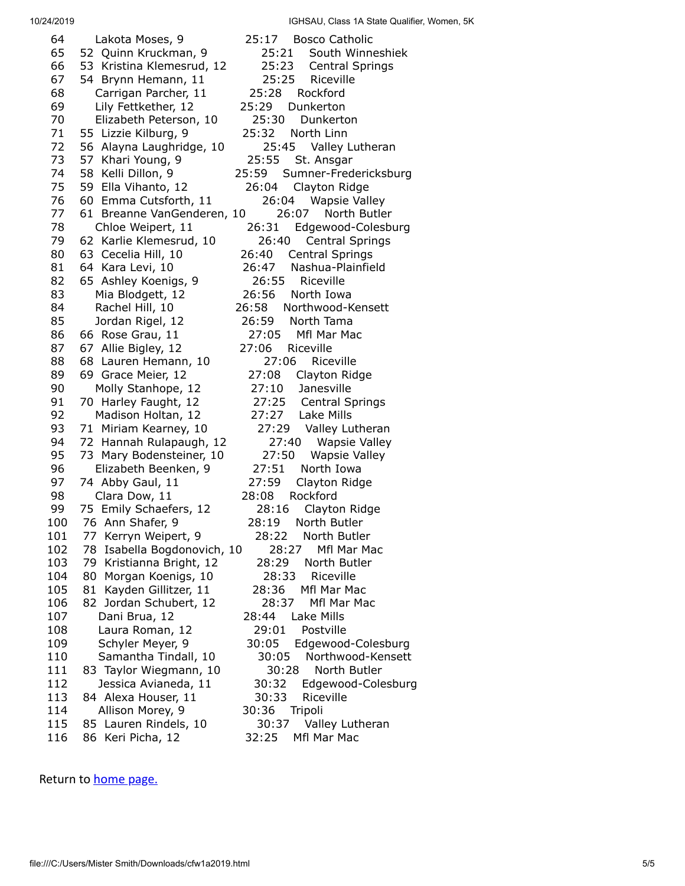| | | | | |
|---|---|---|---|---|
| 64 | | Lakota Moses, 9 | 25:17 | Bosco Catholic |
| 65 | 52 | Quinn Kruckman, 9 | 25:21 | South Winneshiek |
| 66 | 53 | Kristina Klemesrud, 12 | 25:23 | Central Springs |
| 67 | 54 | Brynn Hemann, 11 | 25:25 | Riceville |
| 68 | | Carrigan Parcher, 11 | 25:28 | Rockford |
| 69 | | Lily Fettkether, 12 | 25:29 | Dunkerton |
| 70 | | Elizabeth Peterson, 10 | 25:30 | Dunkerton |
| 71 | 55 | Lizzie Kilburg, 9 | 25:32 | North Linn |
| 72 | 56 | Alayna Laughridge, 10 | 25:45 | Valley Lutheran |
| 73 | 57 | Khari Young, 9 | 25:55 | St. Ansgar |
| 74 | 58 | Kelli Dillon, 9 | 25:59 | Sumner-Fredericksburg |
| 75 | 59 | Ella Vihanto, 12 | 26:04 | Clayton Ridge |
| 76 | 60 | Emma Cutsforth, 11 | 26:04 | Wapsie Valley |
| 77 | 61 | Breanne VanGenderen, 10 | 26:07 | North Butler |
| 78 | | Chloe Weipert, 11 | 26:31 | Edgewood-Colesburg |
| 79 | 62 | Karlie Klemesrud, 10 | 26:40 | Central Springs |
| 80 | 63 | Cecelia Hill, 10 | 26:40 | Central Springs |
| 81 | 64 | Kara Levi, 10 | 26:47 | Nashua-Plainfield |
| 82 | 65 | Ashley Koenigs, 9 | 26:55 | Riceville |
| 83 | | Mia Blodgett, 12 | 26:56 | North Iowa |
| 84 | | Rachel Hill, 10 | 26:58 | Northwood-Kensett |
| 85 | | Jordan Rigel, 12 | 26:59 | North Tama |
| 86 | 66 | Rose Grau, 11 | 27:05 | Mfl Mar Mac |
| 87 | 67 | Allie Bigley, 12 | 27:06 | Riceville |
| 88 | 68 | Lauren Hemann, 10 | 27:06 | Riceville |
| 89 | 69 | Grace Meier, 12 | 27:08 | Clayton Ridge |
| 90 | | Molly Stanhope, 12 | 27:10 | Janesville |
| 91 | 70 | Harley Faught, 12 | 27:25 | Central Springs |
| 92 | | Madison Holtan, 12 | 27:27 | Lake Mills |
| 93 | 71 | Miriam Kearney, 10 | 27:29 | Valley Lutheran |
| 94 | 72 | Hannah Rulapaugh, 12 | 27:40 | Wapsie Valley |
| 95 | 73 | Mary Bodensteiner, 10 | 27:50 | Wapsie Valley |
| 96 | | Elizabeth Beenken, 9 | 27:51 | North Iowa |
| 97 | 74 | Abby Gaul, 11 | 27:59 | Clayton Ridge |
| 98 | | Clara Dow, 11 | 28:08 | Rockford |
| 99 | 75 | Emily Schaefers, 12 | 28:16 | Clayton Ridge |
| 100 | 76 | Ann Shafer, 9 | 28:19 | North Butler |
| 101 | 77 | Kerryn Weipert, 9 | 28:22 | North Butler |
| 102 | 78 | Isabella Bogdonovich, 10 | 28:27 | Mfl Mar Mac |
| 103 | 79 | Kristianna Bright, 12 | 28:29 | North Butler |
| 104 | 80 | Morgan Koenigs, 10 | 28:33 | Riceville |
| 105 | 81 | Kayden Gillitzer, 11 | 28:36 | Mfl Mar Mac |
| 106 | 82 | Jordan Schubert, 12 | 28:37 | Mfl Mar Mac |
| 107 | | Dani Brua, 12 | 28:44 | Lake Mills |
| 108 | | Laura Roman, 12 | 29:01 | Postville |
| 109 | | Schyler Meyer, 9 | 30:05 | Edgewood-Colesburg |
| 110 | | Samantha Tindall, 10 | 30:05 | Northwood-Kensett |
| 111 | 83 | Taylor Wiegmann, 10 | 30:28 | North Butler |
| 112 | | Jessica Avianeda, 11 | 30:32 | Edgewood-Colesburg |
| 113 | 84 | Alexa Houser, 11 | 30:33 | Riceville |
| 114 | | Allison Morey, 9 | 30:36 | Tripoli |
| 115 | 85 | Lauren Rindels, 10 | 30:37 | Valley Lutheran |
| 116 | 86 | Keri Picha, 12 | 32:25 | Mfl Mar Mac |

Return to home page.